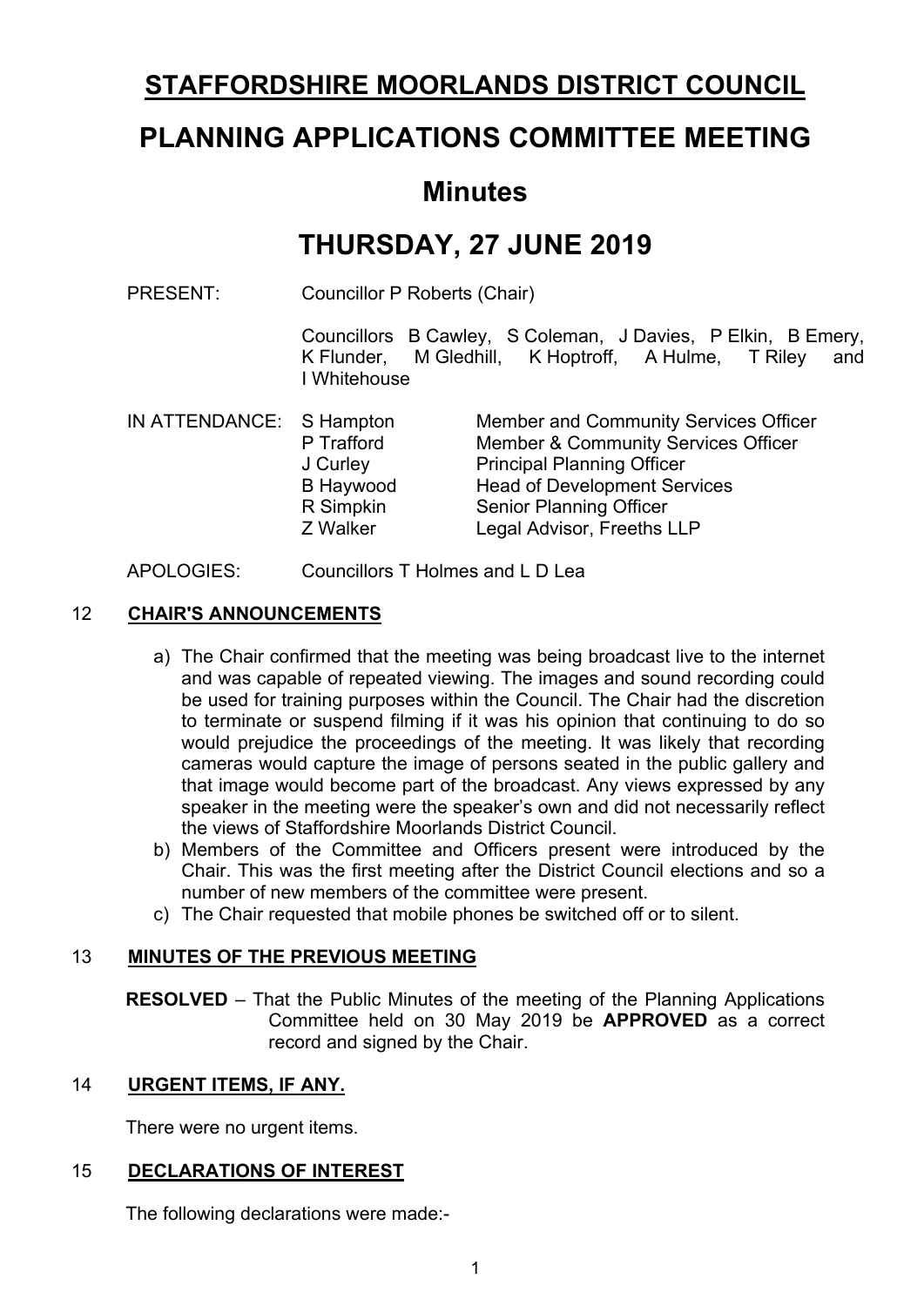# STAFFORDSHIRE MOORLANDS DISTRICT COUNCIL

# PLANNING APPLICATIONS COMMITTEE MEETING

## Minutes

## THURSDAY, 27 JUNE 2019

PRESENT: Councillor P Roberts (Chair)

Councillors B Cawley, S Coleman, J Davies, P Elkin, B Emery, K Flunder, M Gledhill, K Hoptroff, A Hulme, T Riley and I Whitehouse

IN ATTENDANCE:

| | |
|---|---|
| S Hampton | Member and Community Services Officer |
| P Trafford | Member & Community Services Officer |
| J Curley | Principal Planning Officer |
| B Haywood | Head of Development Services |
| R Simpkin | Senior Planning Officer |
| Z Walker | Legal Advisor, Freeths LLP |

APOLOGIES: Councillors T Holmes and L D Lea

### 12 CHAIR'S ANNOUNCEMENTS

a) The Chair confirmed that the meeting was being broadcast live to the internet and was capable of repeated viewing. The images and sound recording could be used for training purposes within the Council. The Chair had the discretion to terminate or suspend filming if it was his opinion that continuing to do so would prejudice the proceedings of the meeting. It was likely that recording cameras would capture the image of persons seated in the public gallery and that image would become part of the broadcast. Any views expressed by any speaker in the meeting were the speaker's own and did not necessarily reflect the views of Staffordshire Moorlands District Council.

b) Members of the Committee and Officers present were introduced by the Chair. This was the first meeting after the District Council elections and so a number of new members of the committee were present.

c) The Chair requested that mobile phones be switched off or to silent.

### 13 MINUTES OF THE PREVIOUS MEETING

**RESOLVED** – That the Public Minutes of the meeting of the Planning Applications Committee held on 30 May 2019 be **APPROVED** as a correct record and signed by the Chair.

### 14 URGENT ITEMS, IF ANY.

There were no urgent items.

### 15 DECLARATIONS OF INTEREST

The following declarations were made:-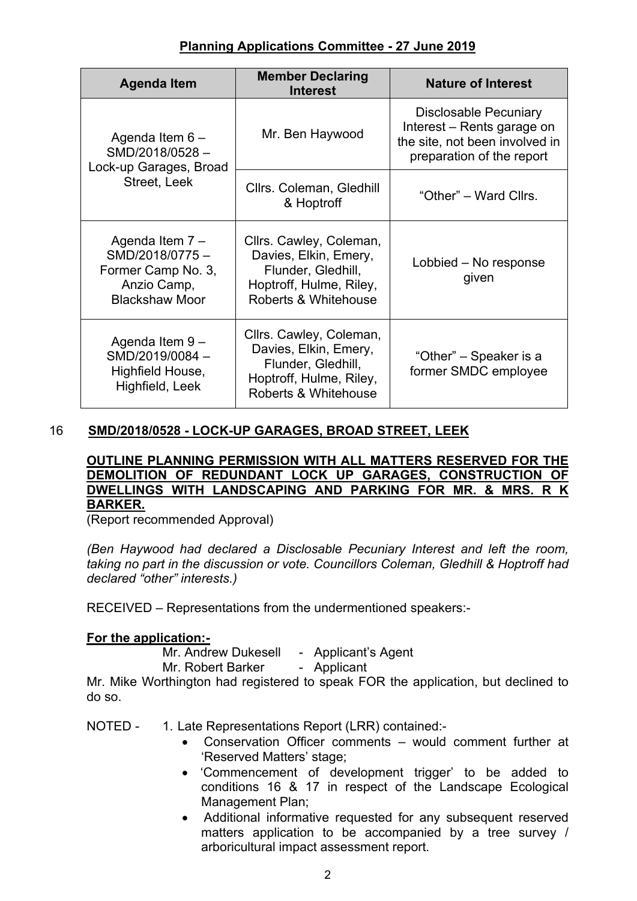**Planning Applications Committee - 27 June 2019**

| Agenda Item | Member Declaring Interest | Nature of Interest |
|---|---|---|
| Agenda Item 6 – SMD/2018/0528 – Lock-up Garages, Broad Street, Leek | Mr. Ben Haywood | Disclosable Pecuniary Interest – Rents garage on the site, not been involved in preparation of the report |
| | Cllrs. Coleman, Gledhill & Hoptroff | "Other" – Ward Cllrs. |
| Agenda Item 7 – SMD/2018/0775 – Former Camp No. 3, Anzio Camp, Blackshaw Moor | Cllrs. Cawley, Coleman, Davies, Elkin, Emery, Flunder, Gledhill, Hoptroff, Hulme, Riley, Roberts & Whitehouse | Lobbied – No response given |
| Agenda Item 9 – SMD/2019/0084 – Highfield House, Highfield, Leek | Cllrs. Cawley, Coleman, Davies, Elkin, Emery, Flunder, Gledhill, Hoptroff, Hulme, Riley, Roberts & Whitehouse | "Other" – Speaker is a former SMDC employee |

16 **SMD/2018/0528 - LOCK-UP GARAGES, BROAD STREET, LEEK**

**OUTLINE PLANNING PERMISSION WITH ALL MATTERS RESERVED FOR THE DEMOLITION OF REDUNDANT LOCK UP GARAGES, CONSTRUCTION OF DWELLINGS WITH LANDSCAPING AND PARKING FOR MR. & MRS. R K BARKER.**

(Report recommended Approval)

*(Ben Haywood had declared a Disclosable Pecuniary Interest and left the room, taking no part in the discussion or vote. Councillors Coleman, Gledhill & Hoptroff had declared "other" interests.)*

RECEIVED – Representations from the undermentioned speakers:-

**For the application:-**

Mr. Andrew Dukesell - Applicant's Agent
Mr. Robert Barker - Applicant

Mr. Mike Worthington had registered to speak FOR the application, but declined to do so.

NOTED - 1. Late Representations Report (LRR) contained:-

- Conservation Officer comments – would comment further at 'Reserved Matters' stage;
- 'Commencement of development trigger' to be added to conditions 16 & 17 in respect of the Landscape Ecological Management Plan;
- Additional informative requested for any subsequent reserved matters application to be accompanied by a tree survey / arboricultural impact assessment report.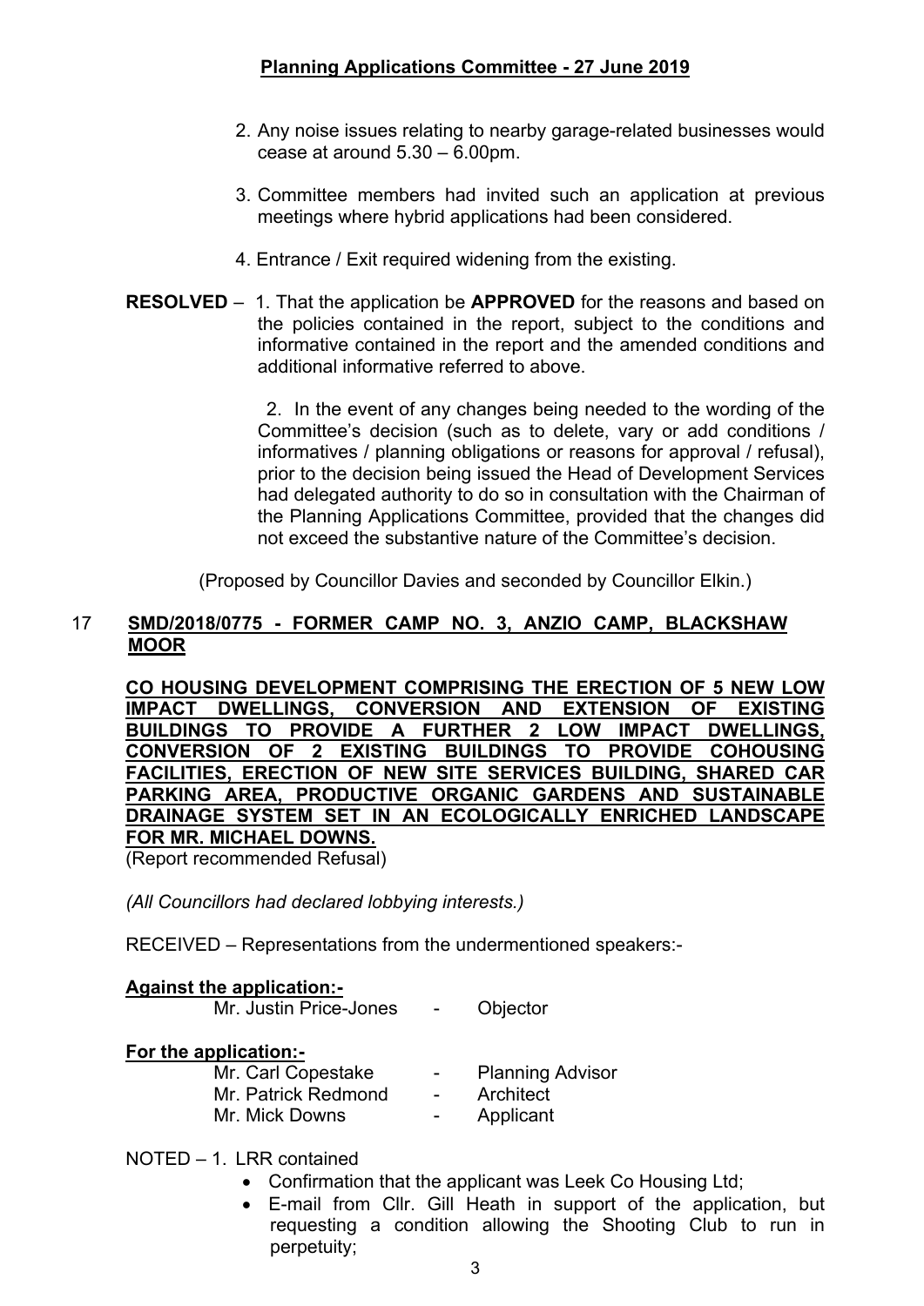2. Any noise issues relating to nearby garage-related businesses would cease at around 5.30 – 6.00pm.

3. Committee members had invited such an application at previous meetings where hybrid applications had been considered.

4. Entrance / Exit required widening from the existing.

**RESOLVED** – 1. That the application be **APPROVED** for the reasons and based on the policies contained in the report, subject to the conditions and informative contained in the report and the amended conditions and additional informative referred to above.

2. In the event of any changes being needed to the wording of the Committee's decision (such as to delete, vary or add conditions / informatives / planning obligations or reasons for approval / refusal), prior to the decision being issued the Head of Development Services had delegated authority to do so in consultation with the Chairman of the Planning Applications Committee, provided that the changes did not exceed the substantive nature of the Committee's decision.

(Proposed by Councillor Davies and seconded by Councillor Elkin.)

## 17 SMD/2018/0775 - FORMER CAMP NO. 3, ANZIO CAMP, BLACKSHAW MOOR

**CO HOUSING DEVELOPMENT COMPRISING THE ERECTION OF 5 NEW LOW IMPACT DWELLINGS, CONVERSION AND EXTENSION OF EXISTING BUILDINGS TO PROVIDE A FURTHER 2 LOW IMPACT DWELLINGS, CONVERSION OF 2 EXISTING BUILDINGS TO PROVIDE COHOUSING FACILITIES, ERECTION OF NEW SITE SERVICES BUILDING, SHARED CAR PARKING AREA, PRODUCTIVE ORGANIC GARDENS AND SUSTAINABLE DRAINAGE SYSTEM SET IN AN ECOLOGICALLY ENRICHED LANDSCAPE FOR MR. MICHAEL DOWNS.**

(Report recommended Refusal)

*(All Councillors had declared lobbying interests.)*

RECEIVED – Representations from the undermentioned speakers:-

**Against the application:-**

Mr. Justin Price-Jones - Objector

**For the application:-**

Mr. Carl Copestake - Planning Advisor
Mr. Patrick Redmond - Architect
Mr. Mick Downs - Applicant

NOTED – 1. LRR contained

- Confirmation that the applicant was Leek Co Housing Ltd;
- E-mail from Cllr. Gill Heath in support of the application, but requesting a condition allowing the Shooting Club to run in perpetuity;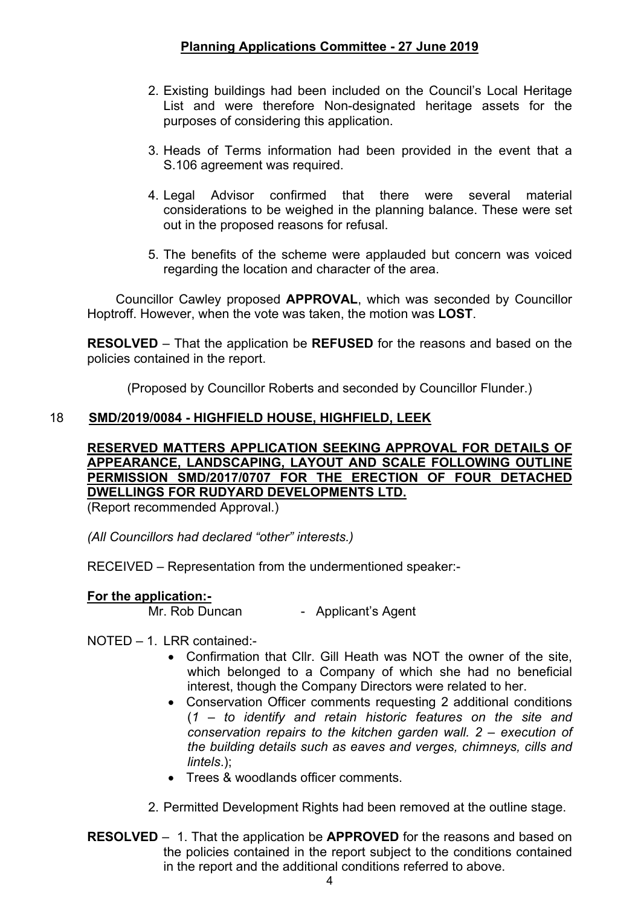2. Existing buildings had been included on the Council's Local Heritage List and were therefore Non-designated heritage assets for the purposes of considering this application.

3. Heads of Terms information had been provided in the event that a S.106 agreement was required.

4. Legal Advisor confirmed that there were several material considerations to be weighed in the planning balance. These were set out in the proposed reasons for refusal.

5. The benefits of the scheme were applauded but concern was voiced regarding the location and character of the area.

Councillor Cawley proposed **APPROVAL**, which was seconded by Councillor Hoptroff. However, when the vote was taken, the motion was **LOST**.

**RESOLVED** – That the application be **REFUSED** for the reasons and based on the policies contained in the report.

(Proposed by Councillor Roberts and seconded by Councillor Flunder.)

## 18 SMD/2019/0084 - HIGHFIELD HOUSE, HIGHFIELD, LEEK

**RESERVED MATTERS APPLICATION SEEKING APPROVAL FOR DETAILS OF APPEARANCE, LANDSCAPING, LAYOUT AND SCALE FOLLOWING OUTLINE PERMISSION SMD/2017/0707 FOR THE ERECTION OF FOUR DETACHED DWELLINGS FOR RUDYARD DEVELOPMENTS LTD.**

(Report recommended Approval.)

*(All Councillors had declared "other" interests.)*

RECEIVED – Representation from the undermentioned speaker:-

**For the application:-**

Mr. Rob Duncan - Applicant's Agent

NOTED – 1. LRR contained:-

- Confirmation that Cllr. Gill Heath was NOT the owner of the site, which belonged to a Company of which she had no beneficial interest, though the Company Directors were related to her.
- Conservation Officer comments requesting 2 additional conditions (*1 – to identify and retain historic features on the site and conservation repairs to the kitchen garden wall. 2 – execution of the building details such as eaves and verges, chimneys, cills and lintels*.);
- Trees & woodlands officer comments.

2. Permitted Development Rights had been removed at the outline stage.

**RESOLVED** – 1. That the application be **APPROVED** for the reasons and based on the policies contained in the report subject to the conditions contained in the report and the additional conditions referred to above.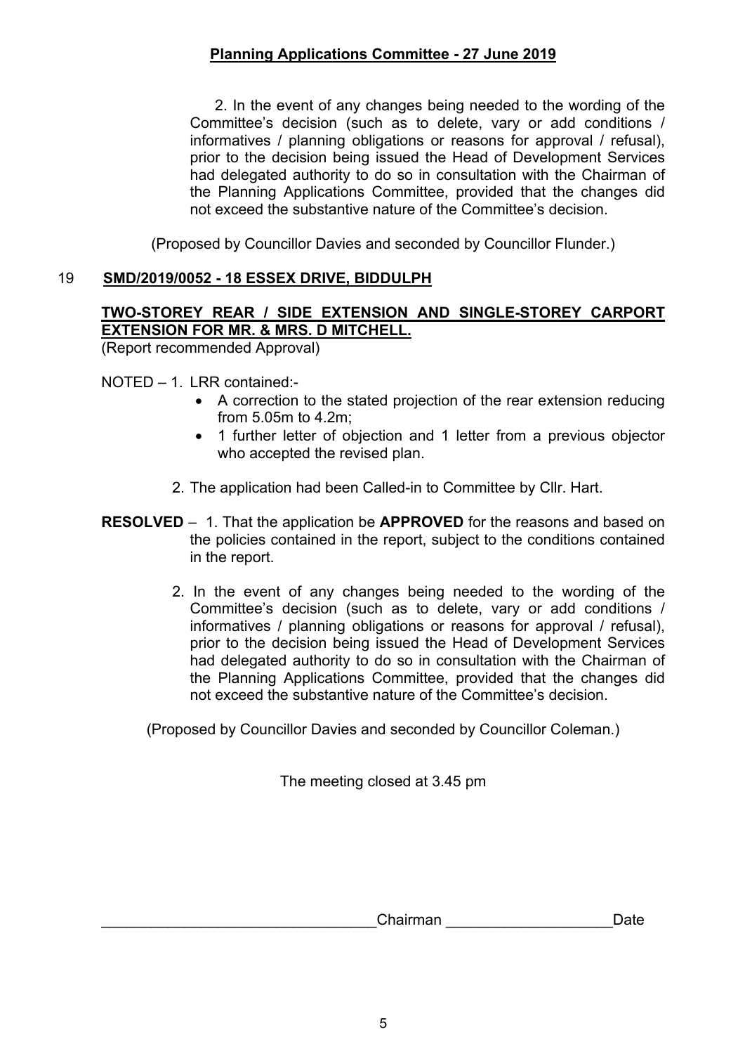2. In the event of any changes being needed to the wording of the Committee's decision (such as to delete, vary or add conditions / informatives / planning obligations or reasons for approval / refusal), prior to the decision being issued the Head of Development Services had delegated authority to do so in consultation with the Chairman of the Planning Applications Committee, provided that the changes did not exceed the substantive nature of the Committee's decision.

(Proposed by Councillor Davies and seconded by Councillor Flunder.)

## 19 SMD/2019/0052 - 18 ESSEX DRIVE, BIDDULPH

**TWO-STOREY REAR / SIDE EXTENSION AND SINGLE-STOREY CARPORT EXTENSION FOR MR. & MRS. D MITCHELL.**

(Report recommended Approval)

NOTED – 1. LRR contained:-

- A correction to the stated projection of the rear extension reducing from 5.05m to 4.2m;
- 1 further letter of objection and 1 letter from a previous objector who accepted the revised plan.

2. The application had been Called-in to Committee by Cllr. Hart.

**RESOLVED** – 1. That the application be **APPROVED** for the reasons and based on the policies contained in the report, subject to the conditions contained in the report.

2. In the event of any changes being needed to the wording of the Committee's decision (such as to delete, vary or add conditions / informatives / planning obligations or reasons for approval / refusal), prior to the decision being issued the Head of Development Services had delegated authority to do so in consultation with the Chairman of the Planning Applications Committee, provided that the changes did not exceed the substantive nature of the Committee's decision.

(Proposed by Councillor Davies and seconded by Councillor Coleman.)

The meeting closed at 3.45 pm

________________________________ Chairman ____________________ Date